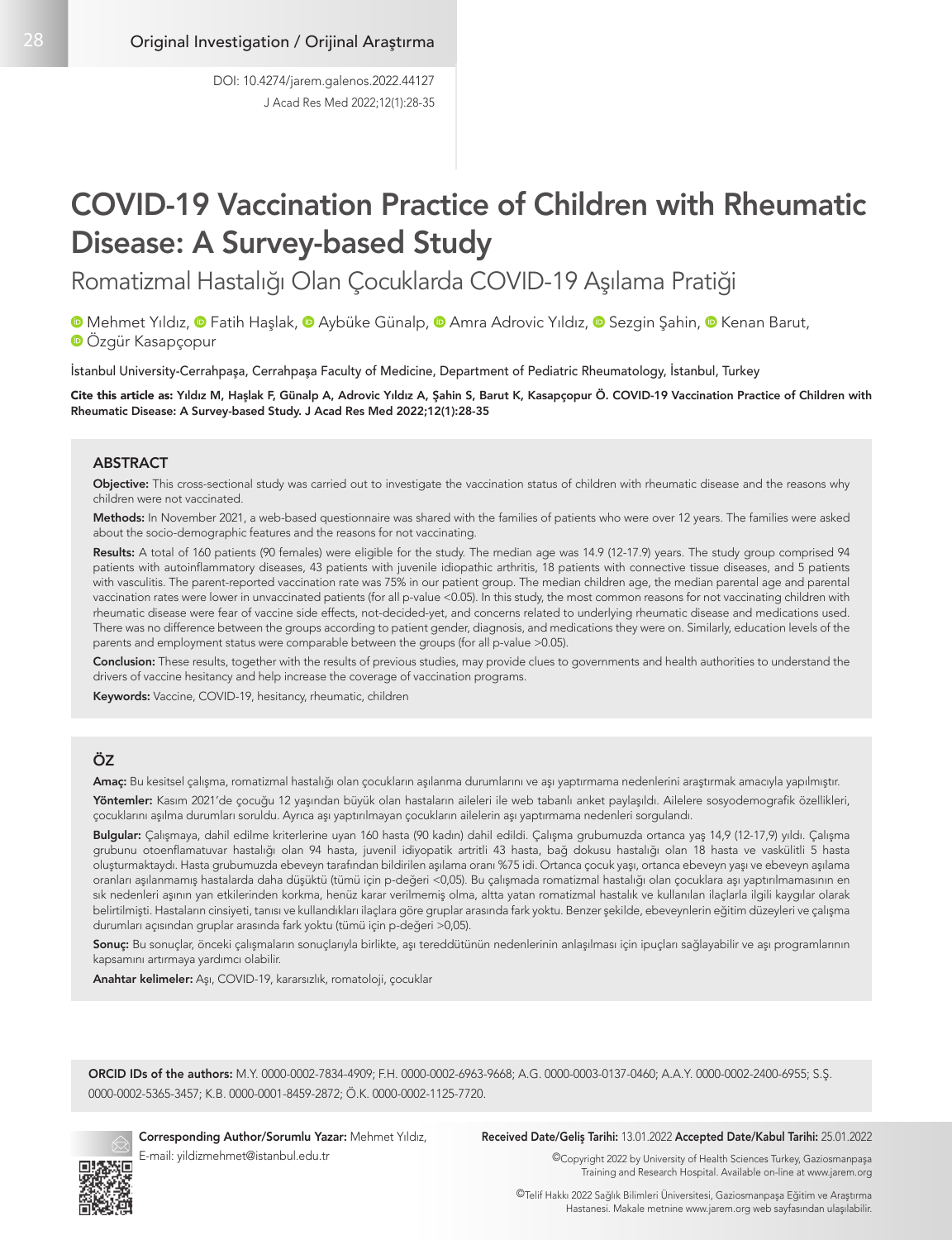Original Investigation / Orijinal Araştırma

DOI: 10.4274/jarem.galenos.2022.44127
J Acad Res Med 2022;12(1):28-35

# COVID-19 Vaccination Practice of Children with Rheumatic Disease: A Survey-based Study

## Romatizmal Hastalığı Olan Çocuklarda COVID-19 Aşılama Pratiği

Mehmet Yıldız, Fatih Haşlak, Aybüke Günalp, Amra Adrovic Yıldız, Sezgin Şahin, Kenan Barut, Özgür Kasapçopur

İstanbul University-Cerrahpaşa, Cerrahpaşa Faculty of Medicine, Department of Pediatric Rheumatology, İstanbul, Turkey

**Cite this article as: Yıldız M, Haşlak F, Günalp A, Adrovic Yıldız A, Şahin S, Barut K, Kasapçopur Ö. COVID-19 Vaccination Practice of Children with Rheumatic Disease: A Survey-based Study. J Acad Res Med 2022;12(1):28-35**

### ABSTRACT

**Objective:** This cross-sectional study was carried out to investigate the vaccination status of children with rheumatic disease and the reasons why children were not vaccinated.

**Methods:** In November 2021, a web-based questionnaire was shared with the families of patients who were over 12 years. The families were asked about the socio-demographic features and the reasons for not vaccinating.

**Results:** A total of 160 patients (90 females) were eligible for the study. The median age was 14.9 (12-17.9) years. The study group comprised 94 patients with autoinflammatory diseases, 43 patients with juvenile idiopathic arthritis, 18 patients with connective tissue diseases, and 5 patients with vasculitis. The parent-reported vaccination rate was 75% in our patient group. The median children age, the median parental age and parental vaccination rates were lower in unvaccinated patients (for all p-value <0.05). In this study, the most common reasons for not vaccinating children with rheumatic disease were fear of vaccine side effects, not-decided-yet, and concerns related to underlying rheumatic disease and medications used. There was no difference between the groups according to patient gender, diagnosis, and medications they were on. Similarly, education levels of the parents and employment status were comparable between the groups (for all p-value >0.05).

**Conclusion:** These results, together with the results of previous studies, may provide clues to governments and health authorities to understand the drivers of vaccine hesitancy and help increase the coverage of vaccination programs.

**Keywords:** Vaccine, COVID-19, hesitancy, rheumatic, children

### ÖZ

**Amaç:** Bu kesitsel çalışma, romatizmal hastalığı olan çocukların aşılanma durumlarını ve aşı yaptırmama nedenlerini araştırmak amacıyla yapılmıştır.

**Yöntemler:** Kasım 2021'de çocuğu 12 yaşından büyük olan hastaların aileleri ile web tabanlı anket paylaşıldı. Ailelere sosyodemografik özellikleri, çocuklarını aşılma durumları soruldu. Ayrıca aşı yaptırılmayan çocukların ailelerin aşı yaptırmama nedenleri sorgulandı.

**Bulgular:** Çalışmaya, dahil edilme kriterlerine uyan 160 hasta (90 kadın) dahil edildi. Çalışma grubumuzda ortanca yaş 14,9 (12-17,9) yıldı. Çalışma grubunu otoenflamatuvar hastalığı olan 94 hasta, juvenil idiyopatik artritli 43 hasta, bağ dokusu hastalığı olan 18 hasta ve vaskülitli 5 hasta oluşturmaktaydı. Hasta grubumuzda ebeveyn tarafından bildirilen aşılama oranı %75 idi. Ortanca çocuk yaşı, ortanca ebeveyn yaşı ve ebeveyn aşılama oranları aşılanmamış hastalarda daha düşüktü (tümü için p-değeri <0,05). Bu çalışmada romatizmal hastalığı olan çocuklara aşı yaptırılmamasının en sık nedenleri aşının yan etkilerinden korkma, henüz karar verilmemiş olma, altta yatan romatizmal hastalık ve kullanılan ilaçlarla ilgili kaygılar olarak belirtilmişti. Hastaların cinsiyeti, tanısı ve kullandıkları ilaçlara göre gruplar arasında fark yoktu. Benzer şekilde, ebeveynlerin eğitim düzeyleri ve çalışma durumları açısından gruplar arasında fark yoktu (tümü için p-değeri >0,05).

**Sonuç:** Bu sonuçlar, önceki çalışmaların sonuçlarıyla birlikte, aşı tereddütünün nedenlerinin anlaşılması için ipuçları sağlayabilir ve aşı programlarının kapsamını artırmaya yardımcı olabilir.

**Anahtar kelimeler:** Aşı, COVID-19, kararsızlık, romatoloji, çocuklar

**ORCID IDs of the authors:** M.Y. 0000-0002-7834-4909; F.H. 0000-0002-6963-9668; A.G. 0000-0003-0137-0460; A.A.Y. 0000-0002-2400-6955; S.Ş. 0000-0002-5365-3457; K.B. 0000-0001-8459-2872; Ö.K. 0000-0002-1125-7720.

**Corresponding Author/Sorumlu Yazar:** Mehmet Yıldız, E-mail: yildizmehmet@istanbul.edu.tr

**Received Date/Geliş Tarihi:** 13.01.2022 **Accepted Date/Kabul Tarihi:** 25.01.2022

©Copyright 2022 by University of Health Sciences Turkey, Gaziosmanpaşa Training and Research Hospital. Available on-line at www.jarem.org

©Telif Hakkı 2022 Sağlık Bilimleri Üniversitesi, Gaziosmanpaşa Eğitim ve Araştırma Hastanesi. Makale metnine www.jarem.org web sayfasından ulaşılabilir.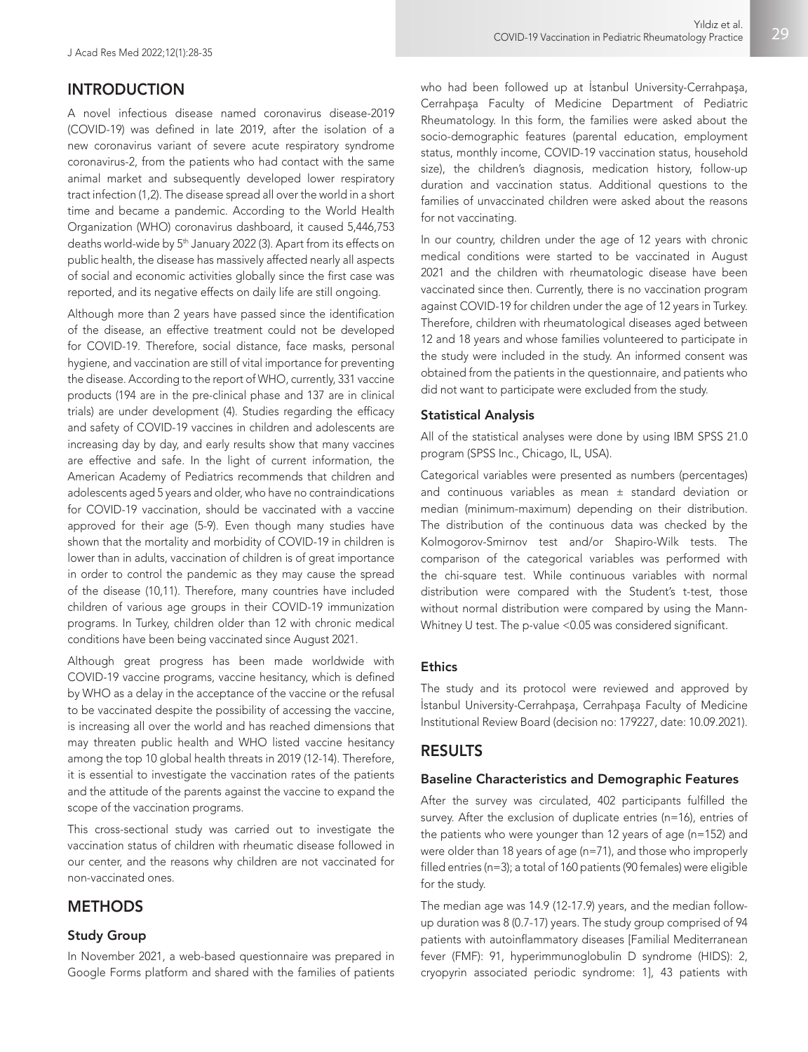## INTRODUCTION

A novel infectious disease named coronavirus disease-2019 (COVID-19) was defined in late 2019, after the isolation of a new coronavirus variant of severe acute respiratory syndrome coronavirus-2, from the patients who had contact with the same animal market and subsequently developed lower respiratory tract infection (1,2). The disease spread all over the world in a short time and became a pandemic. According to the World Health Organization (WHO) coronavirus dashboard, it caused 5,446,753 deaths world-wide by 5th January 2022 (3). Apart from its effects on public health, the disease has massively affected nearly all aspects of social and economic activities globally since the first case was reported, and its negative effects on daily life are still ongoing.

Although more than 2 years have passed since the identification of the disease, an effective treatment could not be developed for COVID-19. Therefore, social distance, face masks, personal hygiene, and vaccination are still of vital importance for preventing the disease. According to the report of WHO, currently, 331 vaccine products (194 are in the pre-clinical phase and 137 are in clinical trials) are under development (4). Studies regarding the efficacy and safety of COVID-19 vaccines in children and adolescents are increasing day by day, and early results show that many vaccines are effective and safe. In the light of current information, the American Academy of Pediatrics recommends that children and adolescents aged 5 years and older, who have no contraindications for COVID-19 vaccination, should be vaccinated with a vaccine approved for their age (5-9). Even though many studies have shown that the mortality and morbidity of COVID-19 in children is lower than in adults, vaccination of children is of great importance in order to control the pandemic as they may cause the spread of the disease (10,11). Therefore, many countries have included children of various age groups in their COVID-19 immunization programs. In Turkey, children older than 12 with chronic medical conditions have been being vaccinated since August 2021.

Although great progress has been made worldwide with COVID-19 vaccine programs, vaccine hesitancy, which is defined by WHO as a delay in the acceptance of the vaccine or the refusal to be vaccinated despite the possibility of accessing the vaccine, is increasing all over the world and has reached dimensions that may threaten public health and WHO listed vaccine hesitancy among the top 10 global health threats in 2019 (12-14). Therefore, it is essential to investigate the vaccination rates of the patients and the attitude of the parents against the vaccine to expand the scope of the vaccination programs.

This cross-sectional study was carried out to investigate the vaccination status of children with rheumatic disease followed in our center, and the reasons why children are not vaccinated for non-vaccinated ones.

## METHODS

### Study Group

In November 2021, a web-based questionnaire was prepared in Google Forms platform and shared with the families of patients who had been followed up at İstanbul University-Cerrahpaşa, Cerrahpaşa Faculty of Medicine Department of Pediatric Rheumatology. In this form, the families were asked about the socio-demographic features (parental education, employment status, monthly income, COVID-19 vaccination status, household size), the children's diagnosis, medication history, follow-up duration and vaccination status. Additional questions to the families of unvaccinated children were asked about the reasons for not vaccinating.

In our country, children under the age of 12 years with chronic medical conditions were started to be vaccinated in August 2021 and the children with rheumatologic disease have been vaccinated since then. Currently, there is no vaccination program against COVID-19 for children under the age of 12 years in Turkey. Therefore, children with rheumatological diseases aged between 12 and 18 years and whose families volunteered to participate in the study were included in the study. An informed consent was obtained from the patients in the questionnaire, and patients who did not want to participate were excluded from the study.

### Statistical Analysis

All of the statistical analyses were done by using IBM SPSS 21.0 program (SPSS Inc., Chicago, IL, USA).

Categorical variables were presented as numbers (percentages) and continuous variables as mean ± standard deviation or median (minimum-maximum) depending on their distribution. The distribution of the continuous data was checked by the Kolmogorov-Smirnov test and/or Shapiro-Wilk tests. The comparison of the categorical variables was performed with the chi-square test. While continuous variables with normal distribution were compared with the Student's t-test, those without normal distribution were compared by using the Mann-Whitney U test. The p-value <0.05 was considered significant.

### Ethics

The study and its protocol were reviewed and approved by İstanbul University-Cerrahpaşa, Cerrahpaşa Faculty of Medicine Institutional Review Board (decision no: 179227, date: 10.09.2021).

## RESULTS

### Baseline Characteristics and Demographic Features

After the survey was circulated, 402 participants fulfilled the survey. After the exclusion of duplicate entries (n=16), entries of the patients who were younger than 12 years of age (n=152) and were older than 18 years of age (n=71), and those who improperly filled entries (n=3); a total of 160 patients (90 females) were eligible for the study.

The median age was 14.9 (12-17.9) years, and the median follow-up duration was 8 (0.7-17) years. The study group comprised of 94 patients with autoinflammatory diseases [Familial Mediterranean fever (FMF): 91, hyperimmunoglobulin D syndrome (HIDS): 2, cryopyrin associated periodic syndrome: 1], 43 patients with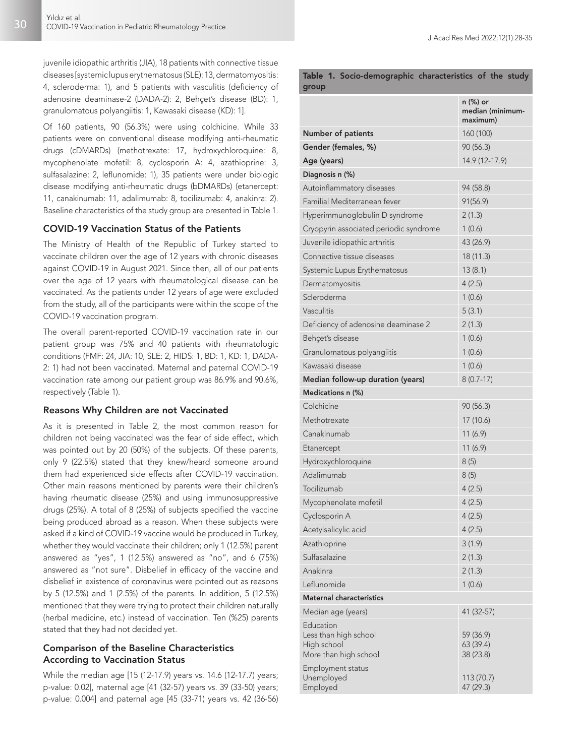juvenile idiopathic arthritis (JIA), 18 patients with connective tissue diseases [systemic lupus erythematosus (SLE): 13, dermatomyositis: 4, scleroderma: 1), and 5 patients with vasculitis (deficiency of adenosine deaminase-2 (DADA-2): 2, Behçet's disease (BD): 1, granulomatous polyangiitis: 1, Kawasaki disease (KD): 1].

Of 160 patients, 90 (56.3%) were using colchicine. While 33 patients were on conventional disease modifying anti-rheumatic drugs (cDMARDs) (methotrexate: 17, hydroxychloroquine: 8, mycophenolate mofetil: 8, cyclosporin A: 4, azathioprine: 3, sulfasalazine: 2, leflunomide: 1), 35 patients were under biologic disease modifying anti-rheumatic drugs (bDMARDs) (etanercept: 11, canakinumab: 11, adalimumab: 8, tocilizumab: 4, anakinra: 2). Baseline characteristics of the study group are presented in Table 1.

### COVID-19 Vaccination Status of the Patients

The Ministry of Health of the Republic of Turkey started to vaccinate children over the age of 12 years with chronic diseases against COVID-19 in August 2021. Since then, all of our patients over the age of 12 years with rheumatological disease can be vaccinated. As the patients under 12 years of age were excluded from the study, all of the participants were within the scope of the COVID-19 vaccination program.

The overall parent-reported COVID-19 vaccination rate in our patient group was 75% and 40 patients with rheumatologic conditions (FMF: 24, JIA: 10, SLE: 2, HIDS: 1, BD: 1, KD: 1, DADA-2: 1) had not been vaccinated. Maternal and paternal COVID-19 vaccination rate among our patient group was 86.9% and 90.6%, respectively (Table 1).

### Reasons Why Children are not Vaccinated

As it is presented in Table 2, the most common reason for children not being vaccinated was the fear of side effect, which was pointed out by 20 (50%) of the subjects. Of these parents, only 9 (22.5%) stated that they knew/heard someone around them had experienced side effects after COVID-19 vaccination. Other main reasons mentioned by parents were their children's having rheumatic disease (25%) and using immunosuppressive drugs (25%). A total of 8 (25%) of subjects specified the vaccine being produced abroad as a reason. When these subjects were asked if a kind of COVID-19 vaccine would be produced in Turkey, whether they would vaccinate their children; only 1 (12.5%) parent answered as "yes", 1 (12.5%) answered as "no", and 6 (75%) answered as "not sure". Disbelief in efficacy of the vaccine and disbelief in existence of coronavirus were pointed out as reasons by 5 (12.5%) and 1 (2.5%) of the parents. In addition, 5 (12.5%) mentioned that they were trying to protect their children naturally (herbal medicine, etc.) instead of vaccination. Ten (%25) parents stated that they had not decided yet.

### Comparison of the Baseline Characteristics According to Vaccination Status

While the median age [15 (12-17.9) years vs. 14.6 (12-17.7) years; p-value: 0.02], maternal age [41 (32-57) years vs. 39 (33-50) years; p-value: 0.004] and paternal age [45 (33-71) years vs. 42 (36-56)

**Table 1.** Socio-demographic characteristics of the study group

| | n (%) or median (minimum-maximum) |
|---|---|
| **Number of patients** | 160 (100) |
| **Gender (females, %)** | 90 (56.3) |
| **Age (years)** | 14.9 (12-17.9) |
| **Diagnosis n (%)** | |
| Autoinflammatory diseases | 94 (58.8) |
| Familial Mediterranean fever | 91(56.9) |
| Hyperimmunoglobulin D syndrome | 2 (1.3) |
| Cryopyrin associated periodic syndrome | 1 (0.6) |
| Juvenile idiopathic arthritis | 43 (26.9) |
| Connective tissue diseases | 18 (11.3) |
| Systemic Lupus Erythematosus | 13 (8.1) |
| Dermatomyositis | 4 (2.5) |
| Scleroderma | 1 (0.6) |
| Vasculitis | 5 (3.1) |
| Deficiency of adenosine deaminase 2 | 2 (1.3) |
| Behçet's disease | 1 (0.6) |
| Granulomatous polyangiitis | 1 (0.6) |
| Kawasaki disease | 1 (0.6) |
| **Median follow-up duration (years)** | 8 (0.7-17) |
| **Medications n (%)** | |
| Colchicine | 90 (56.3) |
| Methotrexate | 17 (10.6) |
| Canakinumab | 11 (6.9) |
| Etanercept | 11 (6.9) |
| Hydroxychloroquine | 8 (5) |
| Adalimumab | 8 (5) |
| Tocilizumab | 4 (2.5) |
| Mycophenolate mofetil | 4 (2.5) |
| Cyclosporin A | 4 (2.5) |
| Acetylsalicylic acid | 4 (2.5) |
| Azathioprine | 3 (1.9) |
| Sulfasalazine | 2 (1.3) |
| Anakinra | 2 (1.3) |
| Leflunomide | 1 (0.6) |
| **Maternal characteristics** | |
| Median age (years) | 41 (32-57) |
| Education | |
| Less than high school | 59 (36.9) |
| High school | 63 (39.4) |
| More than high school | 38 (23.8) |
| Employment status | |
| Unemployed | 113 (70.7) |
| Employed | 47 (29.3) |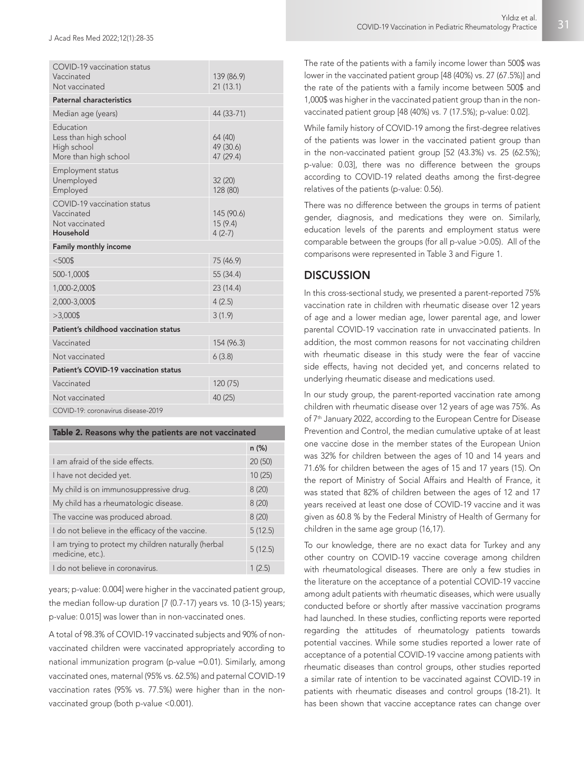| | |
|---|---|
| COVID-19 vaccination status<br>Vaccinated<br>Not vaccinated | <br>139 (86.9)<br>21 (13.1) |
| **Paternal characteristics** | |
| Median age (years) | 44 (33-71) |
| Education<br>Less than high school<br>High school<br>More than high school | <br>64 (40)<br>49 (30.6)<br>47 (29.4) |
| Employment status<br>Unemployed<br>Employed | <br>32 (20)<br>128 (80) |
| COVID-19 vaccination status<br>Vaccinated<br>Not vaccinated<br>**Household** | <br>145 (90.6)<br>15 (9.4)<br>4 (2-7) |
| **Family monthly income** | |
| <500$ | 75 (46.9) |
| 500-1,000$ | 55 (34.4) |
| 1,000-2,000$ | 23 (14.4) |
| 2,000-3,000$ | 4 (2.5) |
| >3,000$ | 3 (1.9) |
| **Patient's childhood vaccination status** | |
| Vaccinated | 154 (96.3) |
| Not vaccinated | 6 (3.8) |
| **Patient's COVID-19 vaccination status** | |
| Vaccinated | 120 (75) |
| Not vaccinated | 40 (25) |

COVID-19: coronavirus disease-2019

**Table 2. Reasons why the patients are not vaccinated**

| | n (%) |
|---|---|
| I am afraid of the side effects. | 20 (50) |
| I have not decided yet. | 10 (25) |
| My child is on immunosuppressive drug. | 8 (20) |
| My child has a rheumatologic disease. | 8 (20) |
| The vaccine was produced abroad. | 8 (20) |
| I do not believe in the efficacy of the vaccine. | 5 (12.5) |
| I am trying to protect my children naturally (herbal medicine, etc.). | 5 (12.5) |
| I do not believe in coronavirus. | 1 (2.5) |

years; p-value: 0.004] were higher in the vaccinated patient group, the median follow-up duration [7 (0.7-17) years vs. 10 (3-15) years; p-value: 0.015] was lower than in non-vaccinated ones.

A total of 98.3% of COVID-19 vaccinated subjects and 90% of non-vaccinated children were vaccinated appropriately according to national immunization program (p-value =0.01). Similarly, among vaccinated ones, maternal (95% vs. 62.5%) and paternal COVID-19 vaccination rates (95% vs. 77.5%) were higher than in the non-vaccinated group (both p-value <0.001).

The rate of the patients with a family income lower than 500$ was lower in the vaccinated patient group [48 (40%) vs. 27 (67.5%)] and the rate of the patients with a family income between 500$ and 1,000$ was higher in the vaccinated patient group than in the non-vaccinated patient group [48 (40%) vs. 7 (17.5%); p-value: 0.02].

While family history of COVID-19 among the first-degree relatives of the patients was lower in the vaccinated patient group than in the non-vaccinated patient group [52 (43.3%) vs. 25 (62.5%); p-value: 0.03], there was no difference between the groups according to COVID-19 related deaths among the first-degree relatives of the patients (p-value: 0.56).

There was no difference between the groups in terms of patient gender, diagnosis, and medications they were on. Similarly, education levels of the parents and employment status were comparable between the groups (for all p-value >0.05). All of the comparisons were represented in Table 3 and Figure 1.

## DISCUSSION

In this cross-sectional study, we presented a parent-reported 75% vaccination rate in children with rheumatic disease over 12 years of age and a lower median age, lower parental age, and lower parental COVID-19 vaccination rate in unvaccinated patients. In addition, the most common reasons for not vaccinating children with rheumatic disease in this study were the fear of vaccine side effects, having not decided yet, and concerns related to underlying rheumatic disease and medications used.

In our study group, the parent-reported vaccination rate among children with rheumatic disease over 12 years of age was 75%. As of 7th January 2022, according to the European Centre for Disease Prevention and Control, the median cumulative uptake of at least one vaccine dose in the member states of the European Union was 32% for children between the ages of 10 and 14 years and 71.6% for children between the ages of 15 and 17 years (15). On the report of Ministry of Social Affairs and Health of France, it was stated that 82% of children between the ages of 12 and 17 years received at least one dose of COVID-19 vaccine and it was given as 60.8 % by the Federal Ministry of Health of Germany for children in the same age group (16,17).

To our knowledge, there are no exact data for Turkey and any other country on COVID-19 vaccine coverage among children with rheumatological diseases. There are only a few studies in the literature on the acceptance of a potential COVID-19 vaccine among adult patients with rheumatic diseases, which were usually conducted before or shortly after massive vaccination programs had launched. In these studies, conflicting reports were reported regarding the attitudes of rheumatology patients towards potential vaccines. While some studies reported a lower rate of acceptance of a potential COVID-19 vaccine among patients with rheumatic diseases than control groups, other studies reported a similar rate of intention to be vaccinated against COVID-19 in patients with rheumatic diseases and control groups (18-21). It has been shown that vaccine acceptance rates can change over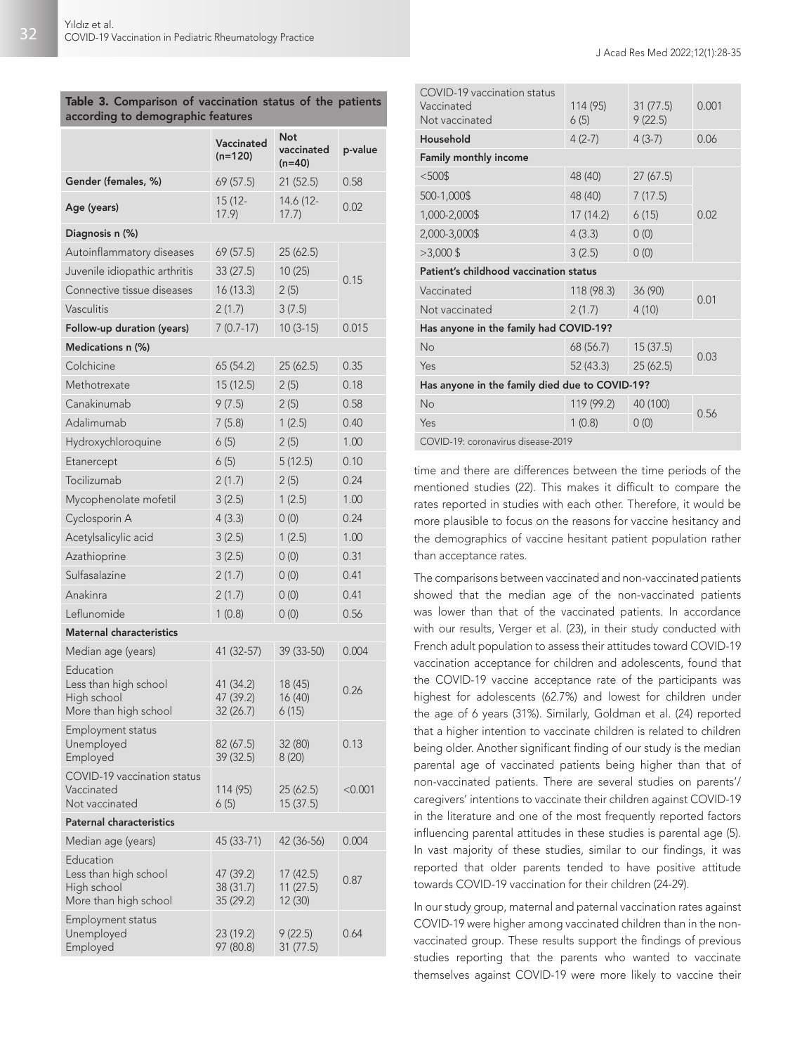**Table 3. Comparison of vaccination status of the patients according to demographic features**

| | Vaccinated (n=120) | Not vaccinated (n=40) | p-value |
|---|---|---|---|
| Gender (females, %) | 69 (57.5) | 21 (52.5) | 0.58 |
| Age (years) | 15 (12-17.9) | 14.6 (12-17.7) | 0.02 |
| **Diagnosis n (%)** | | | |
| Autoinflammatory diseases | 69 (57.5) | 25 (62.5) | 0.15 |
| Juvenile idiopathic arthritis | 33 (27.5) | 10 (25) | |
| Connective tissue diseases | 16 (13.3) | 2 (5) | |
| Vasculitis | 2 (1.7) | 3 (7.5) | |
| Follow-up duration (years) | 7 (0.7-17) | 10 (3-15) | 0.015 |
| **Medications n (%)** | | | |
| Colchicine | 65 (54.2) | 25 (62.5) | 0.35 |
| Methotrexate | 15 (12.5) | 2 (5) | 0.18 |
| Canakinumab | 9 (7.5) | 2 (5) | 0.58 |
| Adalimumab | 7 (5.8) | 1 (2.5) | 0.40 |
| Hydroxychloroquine | 6 (5) | 2 (5) | 1.00 |
| Etanercept | 6 (5) | 5 (12.5) | 0.10 |
| Tocilizumab | 2 (1.7) | 2 (5) | 0.24 |
| Mycophenolate mofetil | 3 (2.5) | 1 (2.5) | 1.00 |
| Cyclosporin A | 4 (3.3) | 0 (0) | 0.24 |
| Acetylsalicylic acid | 3 (2.5) | 1 (2.5) | 1.00 |
| Azathioprine | 3 (2.5) | 0 (0) | 0.31 |
| Sulfasalazine | 2 (1.7) | 0 (0) | 0.41 |
| Anakinra | 2 (1.7) | 0 (0) | 0.41 |
| Leflunomide | 1 (0.8) | 0 (0) | 0.56 |
| **Maternal characteristics** | | | |
| Median age (years) | 41 (32-57) | 39 (33-50) | 0.004 |
| Education<br>Less than high school<br>High school<br>More than high school | <br>41 (34.2)<br>47 (39.2)<br>32 (26.7) | <br>18 (45)<br>16 (40)<br>6 (15) | 0.26 |
| Employment status<br>Unemployed<br>Employed | <br>82 (67.5)<br>39 (32.5) | <br>32 (80)<br>8 (20) | 0.13 |
| COVID-19 vaccination status<br>Vaccinated<br>Not vaccinated | <br>114 (95)<br>6 (5) | <br>25 (62.5)<br>15 (37.5) | <0.001 |
| **Paternal characteristics** | | | |
| Median age (years) | 45 (33-71) | 42 (36-56) | 0.004 |
| Education<br>Less than high school<br>High school<br>More than high school | <br>47 (39.2)<br>38 (31.7)<br>35 (29.2) | <br>17 (42.5)<br>11 (27.5)<br>12 (30) | 0.87 |
| Employment status<br>Unemployed<br>Employed | <br>23 (19.2)<br>97 (80.8) | <br>9 (22.5)<br>31 (77.5) | 0.64 |
| COVID-19 vaccination status<br>Vaccinated<br>Not vaccinated | <br>114 (95)<br>6 (5) | <br>31 (77.5)<br>9 (22.5) | 0.001 |
| **Household** | 4 (2-7) | 4 (3-7) | 0.06 |
| **Family monthly income** | | | |
| <500$ | 48 (40) | 27 (67.5) | 0.02 |
| 500-1,000$ | 48 (40) | 7 (17.5) | |
| 1,000-2,000$ | 17 (14.2) | 6 (15) | |
| 2,000-3,000$ | 4 (3.3) | 0 (0) | |
| >3,000 $ | 3 (2.5) | 0 (0) | |
| **Patient's childhood vaccination status** | | | |
| Vaccinated | 118 (98.3) | 36 (90) | 0.01 |
| Not vaccinated | 2 (1.7) | 4 (10) | |
| **Has anyone in the family had COVID-19?** | | | |
| No | 68 (56.7) | 15 (37.5) | 0.03 |
| Yes | 52 (43.3) | 25 (62.5) | |
| **Has anyone in the family died due to COVID-19?** | | | |
| No | 119 (99.2) | 40 (100) | 0.56 |
| Yes | 1 (0.8) | 0 (0) | |

COVID-19: coronavirus disease-2019

time and there are differences between the time periods of the mentioned studies (22). This makes it difficult to compare the rates reported in studies with each other. Therefore, it would be more plausible to focus on the reasons for vaccine hesitancy and the demographics of vaccine hesitant patient population rather than acceptance rates.

The comparisons between vaccinated and non-vaccinated patients showed that the median age of the non-vaccinated patients was lower than that of the vaccinated patients. In accordance with our results, Verger et al. (23), in their study conducted with French adult population to assess their attitudes toward COVID-19 vaccination acceptance for children and adolescents, found that the COVID-19 vaccine acceptance rate of the participants was highest for adolescents (62.7%) and lowest for children under the age of 6 years (31%). Similarly, Goldman et al. (24) reported that a higher intention to vaccinate children is related to children being older. Another significant finding of our study is the median parental age of vaccinated patients being higher than that of non-vaccinated patients. There are several studies on parents'/caregivers' intentions to vaccinate their children against COVID-19 in the literature and one of the most frequently reported factors influencing parental attitudes in these studies is parental age (5). In vast majority of these studies, similar to our findings, it was reported that older parents tended to have positive attitude towards COVID-19 vaccination for their children (24-29).

In our study group, maternal and paternal vaccination rates against COVID-19 were higher among vaccinated children than in the non-vaccinated group. These results support the findings of previous studies reporting that the parents who wanted to vaccinate themselves against COVID-19 were more likely to vaccine their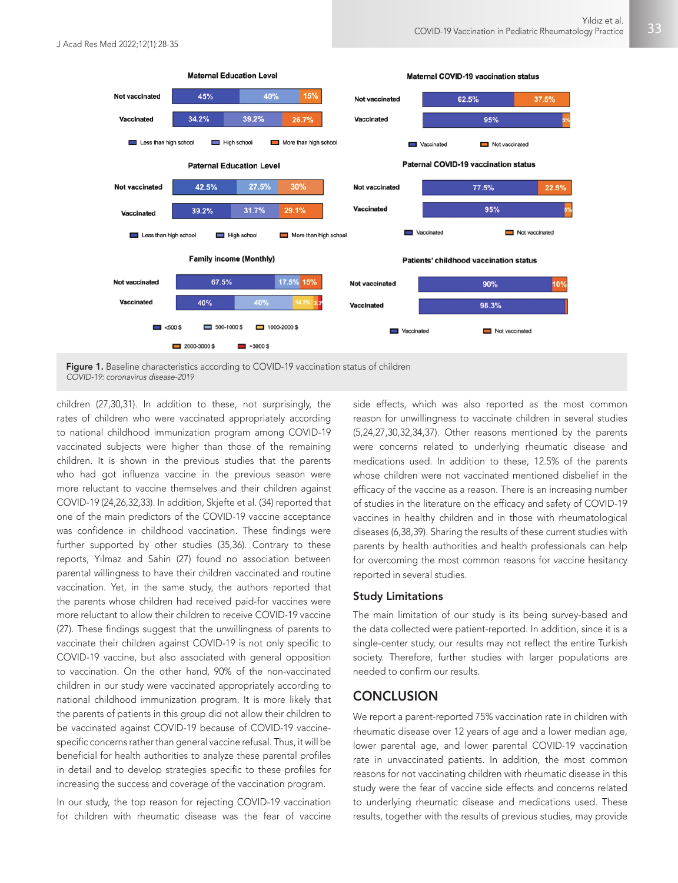**Figure 1.** Baseline characteristics according to COVID-19 vaccination status of children
*COVID-19: coronavirus disease-2019*

children (27,30,31). In addition to these, not surprisingly, the rates of children who were vaccinated appropriately according to national childhood immunization program among COVID-19 vaccinated subjects were higher than those of the remaining children. It is shown in the previous studies that the parents who had got influenza vaccine in the previous season were more reluctant to vaccine themselves and their children against COVID-19 (24,26,32,33). In addition, Skjefte et al. (34) reported that one of the main predictors of the COVID-19 vaccine acceptance was confidence in childhood vaccination. These findings were further supported by other studies (35,36). Contrary to these reports, Yılmaz and Sahin (27) found no association between parental willingness to have their children vaccinated and routine vaccination. Yet, in the same study, the authors reported that the parents whose children had received paid-for vaccines were more reluctant to allow their children to receive COVID-19 vaccine (27). These findings suggest that the unwillingness of parents to vaccinate their children against COVID-19 is not only specific to COVID-19 vaccine, but also associated with general opposition to vaccination. On the other hand, 90% of the non-vaccinated children in our study were vaccinated appropriately according to national childhood immunization program. It is more likely that the parents of patients in this group did not allow their children to be vaccinated against COVID-19 because of COVID-19 vaccine-specific concerns rather than general vaccine refusal. Thus, it will be beneficial for health authorities to analyze these parental profiles in detail and to develop strategies specific to these profiles for increasing the success and coverage of the vaccination program.

In our study, the top reason for rejecting COVID-19 vaccination for children with rheumatic disease was the fear of vaccine side effects, which was also reported as the most common reason for unwillingness to vaccinate children in several studies (5,24,27,30,32,34,37). Other reasons mentioned by the parents were concerns related to underlying rheumatic disease and medications used. In addition to these, 12.5% of the parents whose children were not vaccinated mentioned disbelief in the efficacy of the vaccine as a reason. There is an increasing number of studies in the literature on the efficacy and safety of COVID-19 vaccines in healthy children and in those with rheumatological diseases (6,38,39). Sharing the results of these current studies with parents by health authorities and health professionals can help for overcoming the most common reasons for vaccine hesitancy reported in several studies.

## Study Limitations

The main limitation of our study is its being survey-based and the data collected were patient-reported. In addition, since it is a single-center study, our results may not reflect the entire Turkish society. Therefore, further studies with larger populations are needed to confirm our results.

# CONCLUSION

We report a parent-reported 75% vaccination rate in children with rheumatic disease over 12 years of age and a lower median age, lower parental age, and lower parental COVID-19 vaccination rate in unvaccinated patients. In addition, the most common reasons for not vaccinating children with rheumatic disease in this study were the fear of vaccine side effects and concerns related to underlying rheumatic disease and medications used. These results, together with the results of previous studies, may provide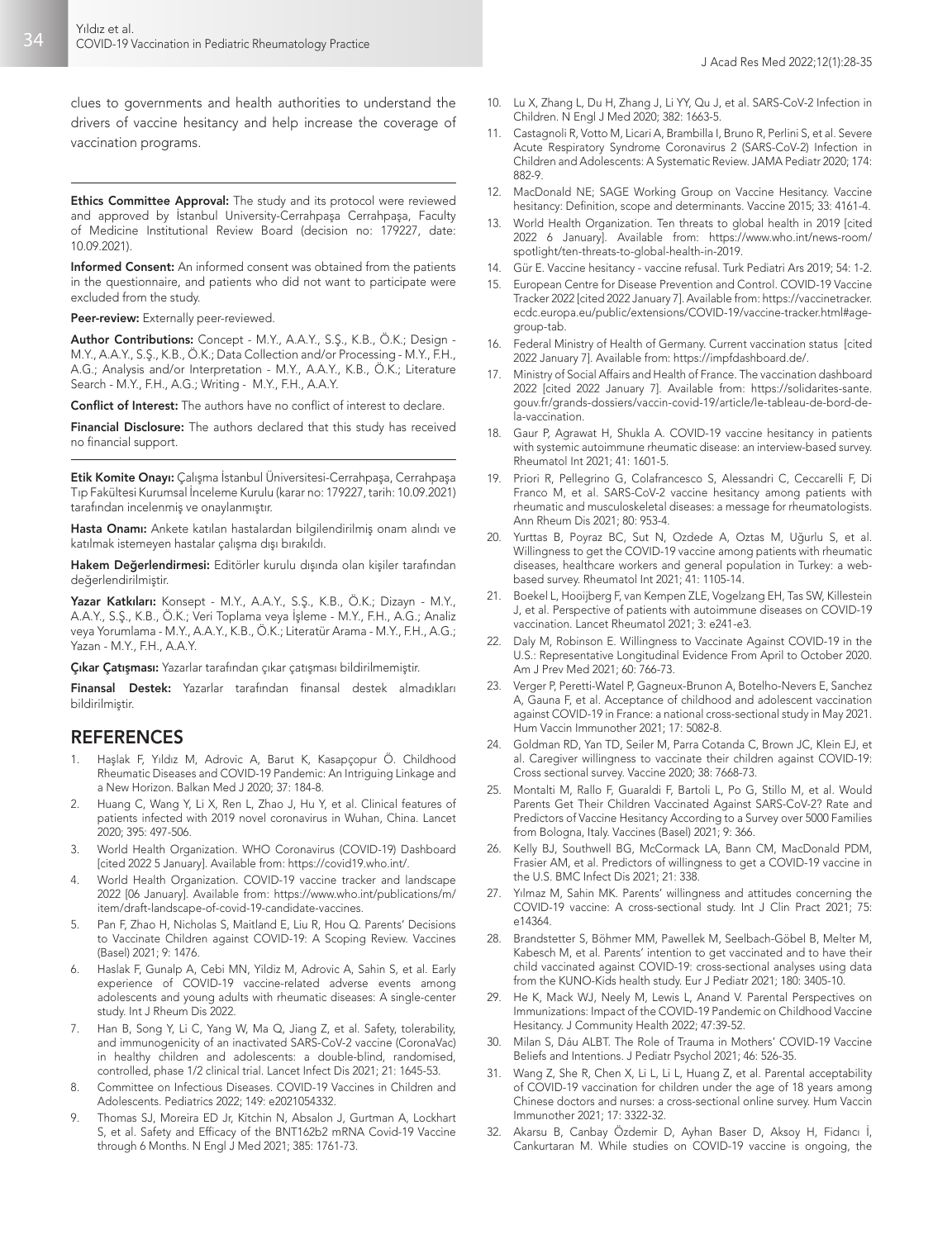clues to governments and health authorities to understand the drivers of vaccine hesitancy and help increase the coverage of vaccination programs.

---

**Ethics Committee Approval:** The study and its protocol were reviewed and approved by İstanbul University-Cerrahpaşa Cerrahpaşa, Faculty of Medicine Institutional Review Board (decision no: 179227, date: 10.09.2021).

**Informed Consent:** An informed consent was obtained from the patients in the questionnaire, and patients who did not want to participate were excluded from the study.

**Peer-review:** Externally peer-reviewed.

**Author Contributions:** Concept - M.Y., A.A.Y., S.Ş., K.B., Ö.K.; Design - M.Y., A.A.Y., S.Ş., K.B., Ö.K.; Data Collection and/or Processing - M.Y., F.H., A.G.; Analysis and/or Interpretation - M.Y., A.A.Y., K.B., Ö.K.; Literature Search - M.Y., F.H., A.G.; Writing - M.Y., F.H., A.A.Y.

**Conflict of Interest:** The authors have no conflict of interest to declare.

**Financial Disclosure:** The authors declared that this study has received no financial support.

---

**Etik Komite Onayı:** Çalışma İstanbul Üniversitesi-Cerrahpaşa, Cerrahpaşa Tıp Fakültesi Kurumsal İnceleme Kurulu tarafından incelenmiş ve onaylanmıştır (karar no: 179227, tarih: 10.09.2021).

**Hasta Onamı:** Ankete katılan hastalardan bilgilendirilmiş onam alındı ve katılmak istemeyen hastalar çalışma dışı bırakıldı.

**Hakem Değerlendirmesi:** Editörler kurulu dışında olan kişiler tarafından değerlendirilmiştir.

**Yazar Katkıları:** Konsept - M.Y., A.A.Y., S.Ş., K.B., Ö.K.; Dizayn - M.Y., A.A.Y., S.Ş., K.B., Ö.K.; Veri Toplama veya İşleme - M.Y., F.H., A.G.; Analiz veya Yorumlama - M.Y., A.A.Y., K.B., Ö.K.; Literatür Arama - M.Y., F.H., A.G.; Yazan - M.Y., F.H., A.A.Y.

**Çıkar Çatışması:** Yazarlar tarafından çıkar çatışması bildirilmemiştir.

**Finansal Destek:** Yazarlar tarafından finansal destek almadıkları bildirilmiştir.

## REFERENCES

1. Haşlak F, Yıldız M, Adrovic A, Barut K, Kasapçopur Ö. Childhood Rheumatic Diseases and COVID-19 Pandemic: An Intriguing Linkage and a New Horizon. Balkan Med J 2020; 37: 184-8.
2. Huang C, Wang Y, Li X, Ren L, Zhao J, Hu Y, et al. Clinical features of patients infected with 2019 novel coronavirus in Wuhan, China. Lancet 2020; 395: 497-506.
3. World Health Organization. WHO Coronavirus (COVID-19) Dashboard [cited 2022 5 January]. Available from: https://covid19.who.int/.
4. World Health Organization. COVID-19 vaccine tracker and landscape 2022 [06 January]. Available from: https://www.who.int/publications/m/item/draft-landscape-of-covid-19-candidate-vaccines.
5. Pan F, Zhao H, Nicholas S, Maitland E, Liu R, Hou Q. Parents' Decisions to Vaccinate Children against COVID-19: A Scoping Review. Vaccines (Basel) 2021; 9: 1476.
6. Haslak F, Gunalp A, Cebi MN, Yildiz M, Adrovic A, Sahin S, et al. Early experience of COVID-19 vaccine-related adverse events among adolescents and young adults with rheumatic diseases: A single-center study. Int J Rheum Dis 2022.
7. Han B, Song Y, Li C, Yang W, Ma Q, Jiang Z, et al. Safety, tolerability, and immunogenicity of an inactivated SARS-CoV-2 vaccine (CoronaVac) in healthy children and adolescents: a double-blind, randomised, controlled, phase 1/2 clinical trial. Lancet Infect Dis 2021; 21: 1645-53.
8. Committee on Infectious Diseases. COVID-19 Vaccines in Children and Adolescents. Pediatrics 2022; 149: e2021054332.
9. Thomas SJ, Moreira ED Jr, Kitchin N, Absalon J, Gurtman A, Lockhart S, et al. Safety and Efficacy of the BNT162b2 mRNA Covid-19 Vaccine through 6 Months. N Engl J Med 2021; 385: 1761-73.
10. Lu X, Zhang L, Du H, Zhang J, Li YY, Qu J, et al. SARS-CoV-2 Infection in Children. N Engl J Med 2020; 382: 1663-5.
11. Castagnoli R, Votto M, Licari A, Brambilla I, Bruno R, Perlini S, et al. Severe Acute Respiratory Syndrome Coronavirus 2 (SARS-CoV-2) Infection in Children and Adolescents: A Systematic Review. JAMA Pediatr 2020; 174: 882-9.
12. MacDonald NE; SAGE Working Group on Vaccine Hesitancy. Vaccine hesitancy: Definition, scope and determinants. Vaccine 2015; 33: 4161-4.
13. World Health Organization. Ten threats to global health in 2019 [cited 2022 6 January]. Available from: https://www.who.int/news-room/spotlight/ten-threats-to-global-health-in-2019.
14. Gür E. Vaccine hesitancy - vaccine refusal. Turk Pediatri Ars 2019; 54: 1-2.
15. European Centre for Disease Prevention and Control. COVID-19 Vaccine Tracker 2022 [cited 2022 January 7]. Available from: https://vaccinetracker.ecdc.europa.eu/public/extensions/COVID-19/vaccine-tracker.html#age-group-tab.
16. Federal Ministry of Health of Germany. Current vaccination status [cited 2022 January 7]. Available from: https://impfdashboard.de/.
17. Ministry of Social Affairs and Health of France. The vaccination dashboard 2022 [cited 2022 January 7]. Available from: https://solidarites-sante.gouv.fr/grands-dossiers/vaccin-covid-19/article/le-tableau-de-bord-de-la-vaccination.
18. Gaur P, Agrawat H, Shukla A. COVID-19 vaccine hesitancy in patients with systemic autoimmune rheumatic disease: an interview-based survey. Rheumatol Int 2021; 41: 1601-5.
19. Priori R, Pellegrino G, Colafrancesco S, Alessandri C, Ceccarelli F, Di Franco M, et al. SARS-CoV-2 vaccine hesitancy among patients with rheumatic and musculoskeletal diseases: a message for rheumatologists. Ann Rheum Dis 2021; 80: 953-4.
20. Yurttas B, Poyraz BC, Sut N, Ozdede A, Oztas M, Uğurlu S, et al. Willingness to get the COVID-19 vaccine among patients with rheumatic diseases, healthcare workers and general population in Turkey: a web-based survey. Rheumatol Int 2021; 41: 1105-14.
21. Boekel L, Hooijberg F, van Kempen ZLE, Vogelzang EH, Tas SW, Killestein J, et al. Perspective of patients with autoimmune diseases on COVID-19 vaccination. Lancet Rheumatol 2021; 3: e241-e3.
22. Daly M, Robinson E. Willingness to Vaccinate Against COVID-19 in the U.S.: Representative Longitudinal Evidence From April to October 2020. Am J Prev Med 2021; 60: 766-73.
23. Verger P, Peretti-Watel P, Gagneux-Brunon A, Botelho-Nevers E, Sanchez A, Gauna F, et al. Acceptance of childhood and adolescent vaccination against COVID-19 in France: a national cross-sectional study in May 2021. Hum Vaccin Immunother 2021; 17: 5082-8.
24. Goldman RD, Yan TD, Seiler M, Parra Cotanda C, Brown JC, Klein EJ, et al. Caregiver willingness to vaccinate their children against COVID-19: Cross sectional survey. Vaccine 2020; 38: 7668-73.
25. Montalti M, Rallo F, Guaraldi F, Bartoli L, Po G, Stillo M, et al. Would Parents Get Their Children Vaccinated Against SARS-CoV-2? Rate and Predictors of Vaccine Hesitancy According to a Survey over 5000 Families from Bologna, Italy. Vaccines (Basel) 2021; 9: 366.
26. Kelly BJ, Southwell BG, McCormack LA, Bann CM, MacDonald PDM, Frasier AM, et al. Predictors of willingness to get a COVID-19 vaccine in the U.S. BMC Infect Dis 2021; 21: 338.
27. Yılmaz M, Sahin MK. Parents' willingness and attitudes concerning the COVID-19 vaccine: A cross-sectional study. Int J Clin Pract 2021; 75: e14364.
28. Brandstetter S, Böhmer MM, Pawellek M, Seelbach-Göbel B, Melter M, Kabesch M, et al. Parents' intention to get vaccinated and to have their child vaccinated against COVID-19: cross-sectional analyses using data from the KUNO-Kids health study. Eur J Pediatr 2021; 180: 3405-10.
29. He K, Mack WJ, Neely M, Lewis L, Anand V. Parental Perspectives on Immunizations: Impact of the COVID-19 Pandemic on Childhood Vaccine Hesitancy. J Community Health 2022; 47:39-52.
30. Milan S, Dáu ALBT. The Role of Trauma in Mothers' COVID-19 Vaccine Beliefs and Intentions. J Pediatr Psychol 2021; 46: 526-35.
31. Wang Z, She R, Chen X, Li L, Li L, Huang Z, et al. Parental acceptability of COVID-19 vaccination for children under the age of 18 years among Chinese doctors and nurses: a cross-sectional online survey. Hum Vaccin Immunother 2021; 17: 3322-32.
32. Akarsu B, Canbay Özdemir D, Ayhan Baser D, Aksoy H, Fidancı İ, Cankurtaran M. While studies on COVID-19 vaccine is ongoing, the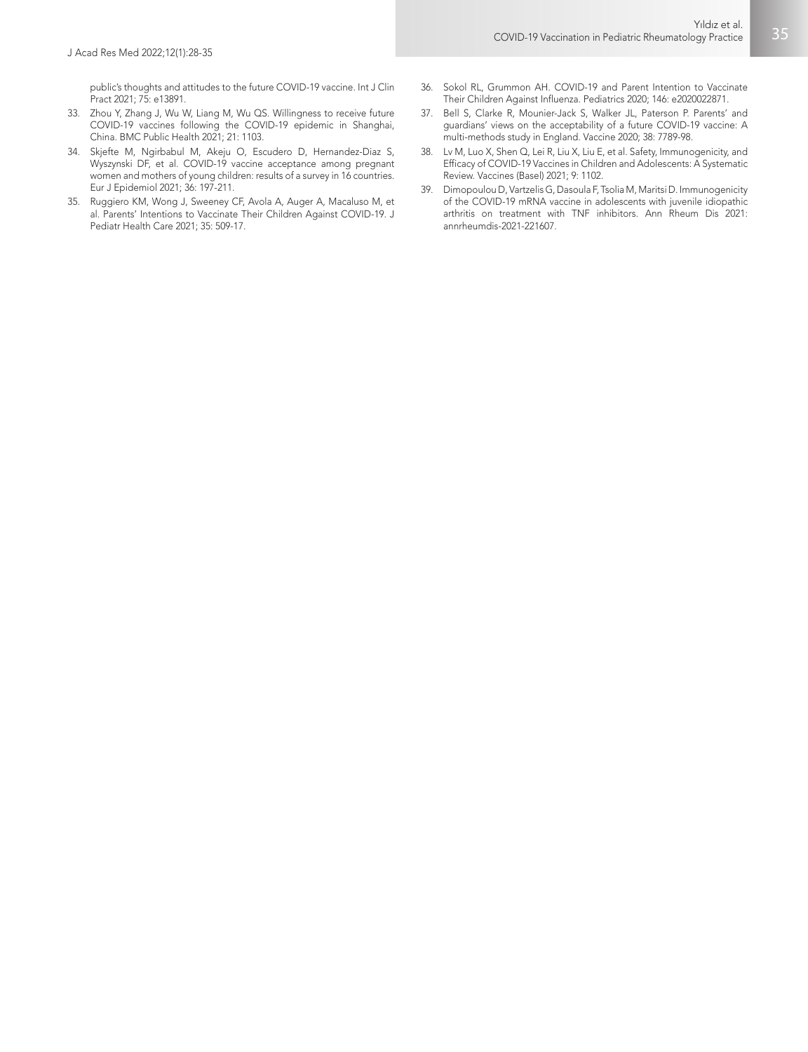public's thoughts and attitudes to the future COVID-19 vaccine. Int J Clin Pract 2021; 75: e13891.

33. Zhou Y, Zhang J, Wu W, Liang M, Wu QS. Willingness to receive future COVID-19 vaccines following the COVID-19 epidemic in Shanghai, China. BMC Public Health 2021; 21: 1103.
34. Skjefte M, Ngirbabul M, Akeju O, Escudero D, Hernandez-Diaz S, Wyszynski DF, et al. COVID-19 vaccine acceptance among pregnant women and mothers of young children: results of a survey in 16 countries. Eur J Epidemiol 2021; 36: 197-211.
35. Ruggiero KM, Wong J, Sweeney CF, Avola A, Auger A, Macaluso M, et al. Parents' Intentions to Vaccinate Their Children Against COVID-19. J Pediatr Health Care 2021; 35: 509-17.
36. Sokol RL, Grummon AH. COVID-19 and Parent Intention to Vaccinate Their Children Against Influenza. Pediatrics 2020; 146: e2020022871.
37. Bell S, Clarke R, Mounier-Jack S, Walker JL, Paterson P. Parents' and guardians' views on the acceptability of a future COVID-19 vaccine: A multi-methods study in England. Vaccine 2020; 38: 7789-98.
38. Lv M, Luo X, Shen Q, Lei R, Liu X, Liu E, et al. Safety, Immunogenicity, and Efficacy of COVID-19 Vaccines in Children and Adolescents: A Systematic Review. Vaccines (Basel) 2021; 9: 1102.
39. Dimopoulou D, Vartzelis G, Dasoula F, Tsolia M, Maritsi D. Immunogenicity of the COVID-19 mRNA vaccine in adolescents with juvenile idiopathic arthritis on treatment with TNF inhibitors. Ann Rheum Dis 2021: annrheumdis-2021-221607.